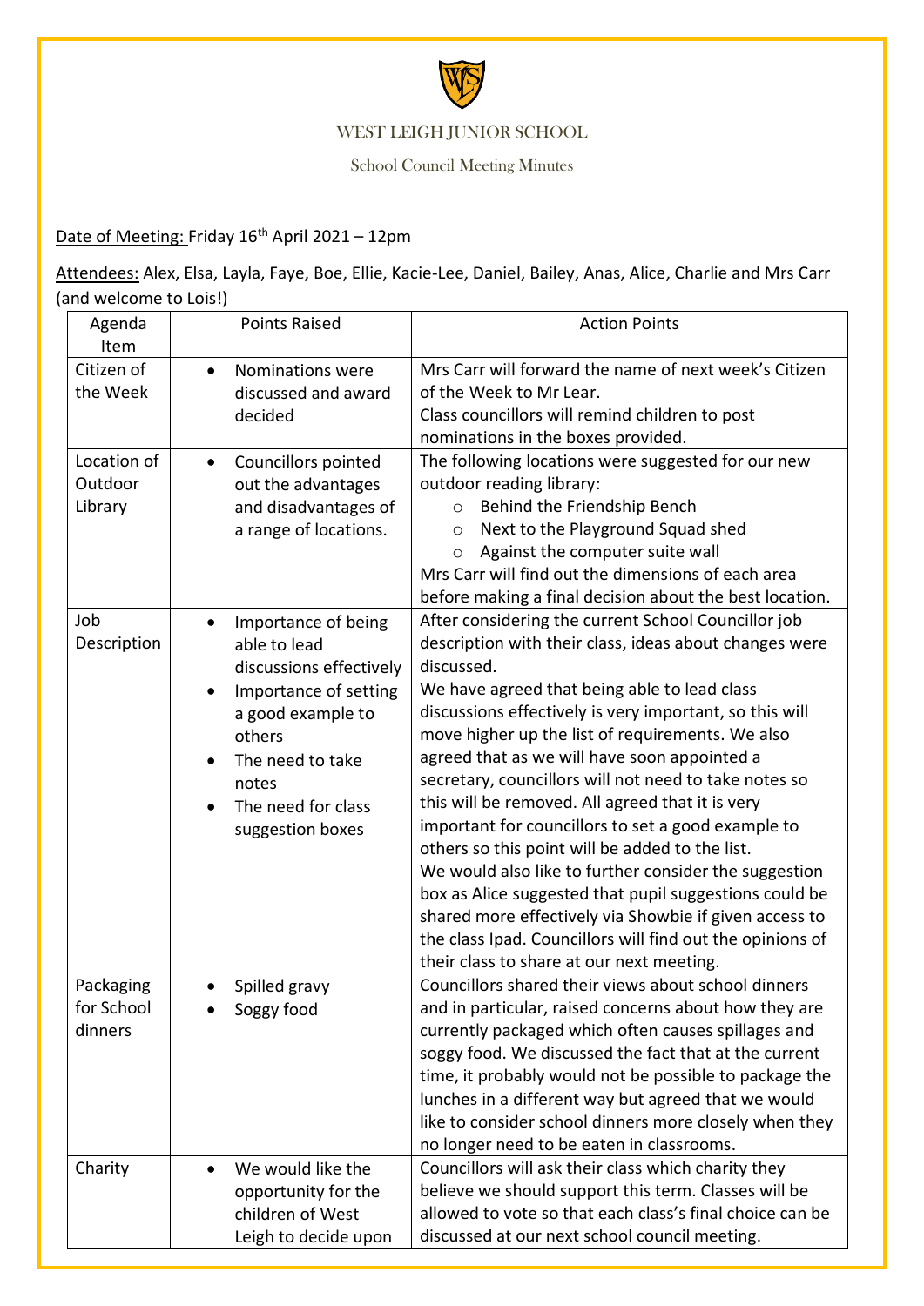# WEST LEIGH JUNIOR SCHOOL

## School Council Meeting Minutes

Date of Meeting: Friday 16th April 2021 – 12pm

Attendees: Alex, Elsa, Layla, Faye, Boe, Ellie, Kacie-Lee, Daniel, Bailey, Anas, Alice, Charlie and Mrs Carr (and welcome to Lois!)

| Agenda Item | Points Raised | Action Points |
|---|---|---|
| Citizen of the Week | • Nominations were discussed and award decided | Mrs Carr will forward the name of next week's Citizen of the Week to Mr Lear.<br>Class councillors will remind children to post nominations in the boxes provided. |
| Location of Outdoor Library | • Councillors pointed out the advantages and disadvantages of a range of locations. | The following locations were suggested for our new outdoor reading library:<br>○ Behind the Friendship Bench<br>○ Next to the Playground Squad shed<br>○ Against the computer suite wall<br>Mrs Carr will find out the dimensions of each area before making a final decision about the best location. |
| Job Description | • Importance of being able to lead discussions effectively<br>• Importance of setting a good example to others<br>• The need to take notes<br>• The need for class suggestion boxes | After considering the current School Councillor job description with their class, ideas about changes were discussed.<br>We have agreed that being able to lead class discussions effectively is very important, so this will move higher up the list of requirements. We also agreed that as we will have soon appointed a secretary, councillors will not need to take notes so this will be removed. All agreed that it is very important for councillors to set a good example to others so this point will be added to the list.<br>We would also like to further consider the suggestion box as Alice suggested that pupil suggestions could be shared more effectively via Showbie if given access to the class Ipad. Councillors will find out the opinions of their class to share at our next meeting. |
| Packaging for School dinners | • Spilled gravy<br>• Soggy food | Councillors shared their views about school dinners and in particular, raised concerns about how they are currently packaged which often causes spillages and soggy food. We discussed the fact that at the current time, it probably would not be possible to package the lunches in a different way but agreed that we would like to consider school dinners more closely when they no longer need to be eaten in classrooms. |
| Charity | • We would like the opportunity for the children of West Leigh to decide upon | Councillors will ask their class which charity they believe we should support this term. Classes will be allowed to vote so that each class's final choice can be discussed at our next school council meeting. |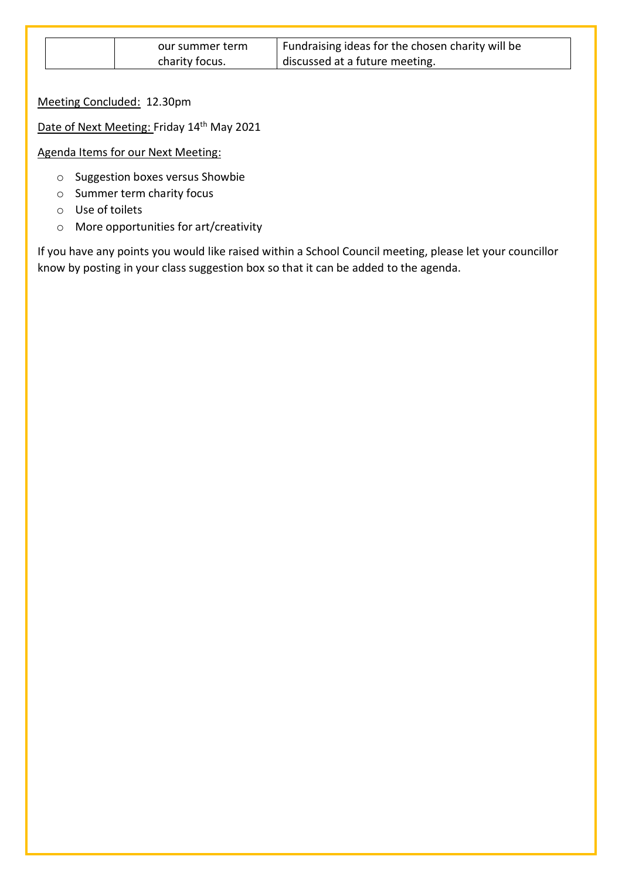| | | |
|---|---|---|
| | our summer term charity focus. | Fundraising ideas for the chosen charity will be discussed at a future meeting. |

Meeting Concluded: 12.30pm

Date of Next Meeting: Friday 14th May 2021

Agenda Items for our Next Meeting:

- Suggestion boxes versus Showbie
- Summer term charity focus
- Use of toilets
- More opportunities for art/creativity

If you have any points you would like raised within a School Council meeting, please let your councillor know by posting in your class suggestion box so that it can be added to the agenda.